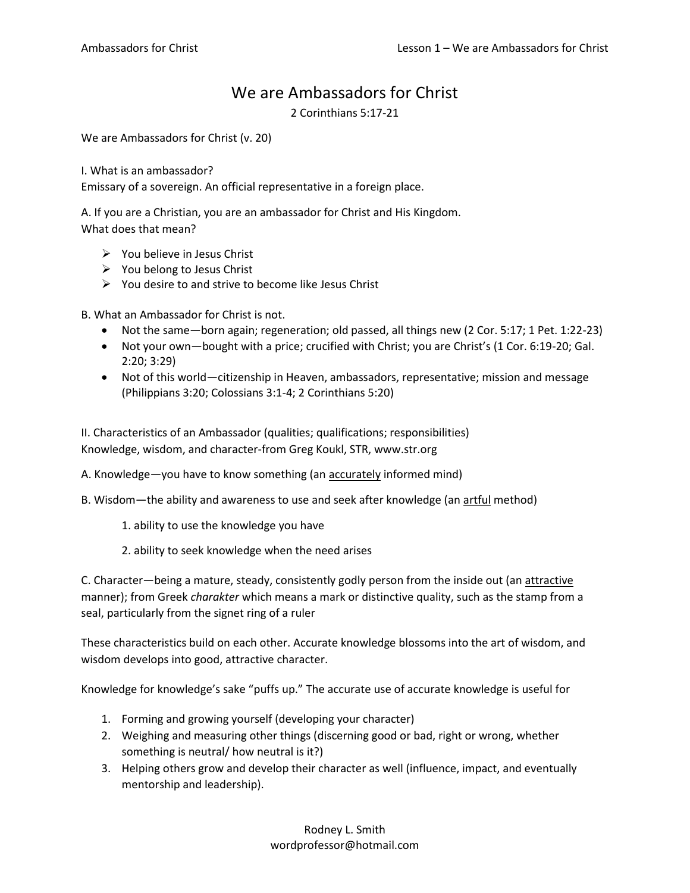# We are Ambassadors for Christ

2 Corinthians 5:17-21

We are Ambassadors for Christ (v. 20)

I. What is an ambassador?
Emissary of a sovereign. An official representative in a foreign place.

A. If you are a Christian, you are an ambassador for Christ and His Kingdom.
What does that mean?

- You believe in Jesus Christ
- You belong to Jesus Christ
- You desire to and strive to become like Jesus Christ

B. What an Ambassador for Christ is not.

- Not the same—born again; regeneration; old passed, all things new (2 Cor. 5:17; 1 Pet. 1:22-23)
- Not your own—bought with a price; crucified with Christ; you are Christ's (1 Cor. 6:19-20; Gal. 2:20; 3:29)
- Not of this world—citizenship in Heaven, ambassadors, representative; mission and message (Philippians 3:20; Colossians 3:1-4; 2 Corinthians 5:20)

II. Characteristics of an Ambassador (qualities; qualifications; responsibilities)
Knowledge, wisdom, and character-from Greg Koukl, STR, www.str.org

A. Knowledge—you have to know something (an <u>accurately</u> informed mind)

B. Wisdom—the ability and awareness to use and seek after knowledge (an <u>artful</u> method)

1. ability to use the knowledge you have
2. ability to seek knowledge when the need arises

C. Character—being a mature, steady, consistently godly person from the inside out (an <u>attractive</u> manner); from Greek *charakter* which means a mark or distinctive quality, such as the stamp from a seal, particularly from the signet ring of a ruler

These characteristics build on each other. Accurate knowledge blossoms into the art of wisdom, and wisdom develops into good, attractive character.

Knowledge for knowledge's sake "puffs up." The accurate use of accurate knowledge is useful for

1. Forming and growing yourself (developing your character)
2. Weighing and measuring other things (discerning good or bad, right or wrong, whether something is neutral/ how neutral is it?)
3. Helping others grow and develop their character as well (influence, impact, and eventually mentorship and leadership).

Rodney L. Smith
wordprofessor@hotmail.com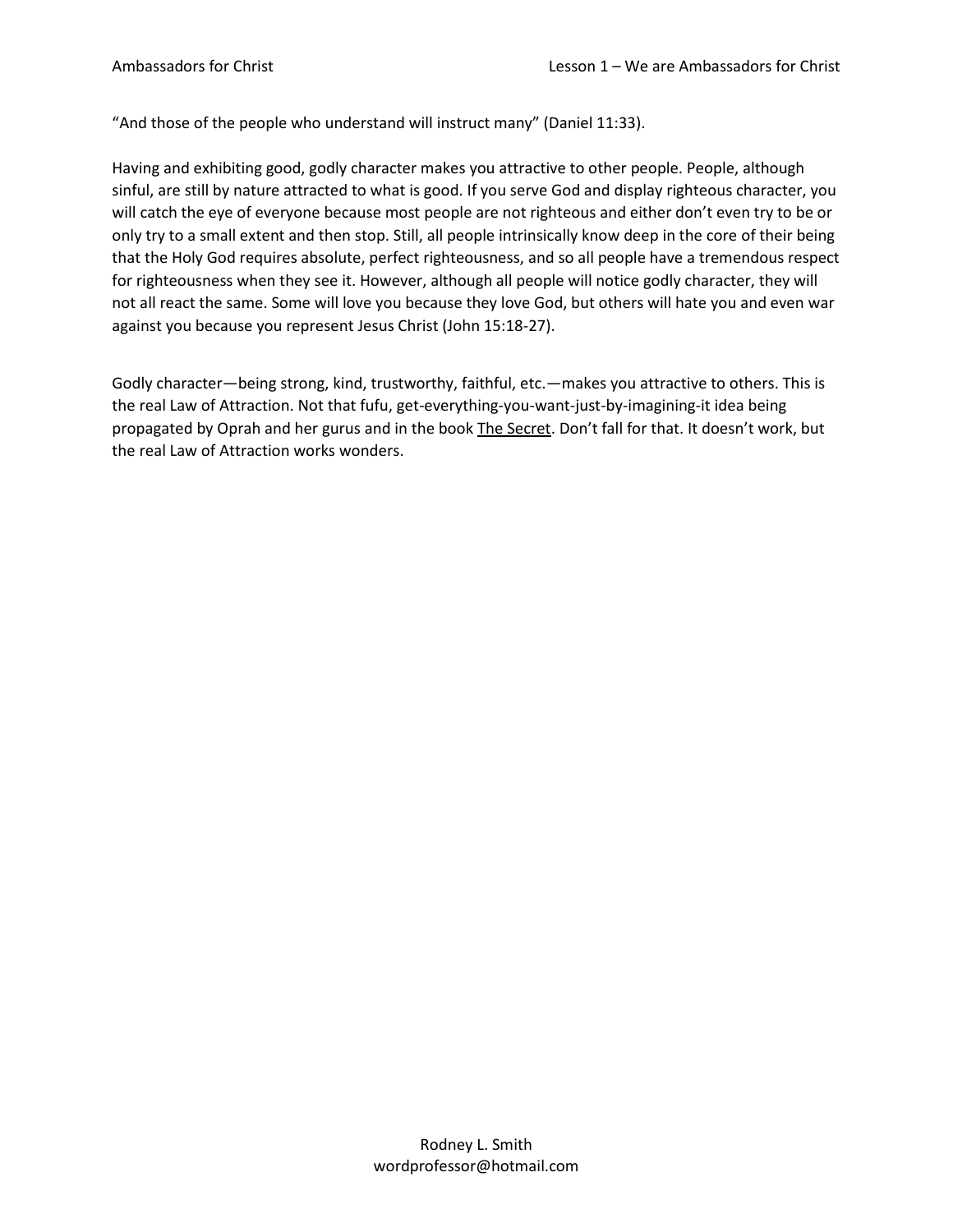"And those of the people who understand will instruct many" (Daniel 11:33).

Having and exhibiting good, godly character makes you attractive to other people. People, although sinful, are still by nature attracted to what is good. If you serve God and display righteous character, you will catch the eye of everyone because most people are not righteous and either don't even try to be or only try to a small extent and then stop. Still, all people intrinsically know deep in the core of their being that the Holy God requires absolute, perfect righteousness, and so all people have a tremendous respect for righteousness when they see it. However, although all people will notice godly character, they will not all react the same. Some will love you because they love God, but others will hate you and even war against you because you represent Jesus Christ (John 15:18-27).

Godly character—being strong, kind, trustworthy, faithful, etc.—makes you attractive to others. This is the real Law of Attraction. Not that fufu, get-everything-you-want-just-by-imagining-it idea being propagated by Oprah and her gurus and in the book <u>The Secret</u>. Don't fall for that. It doesn't work, but the real Law of Attraction works wonders.